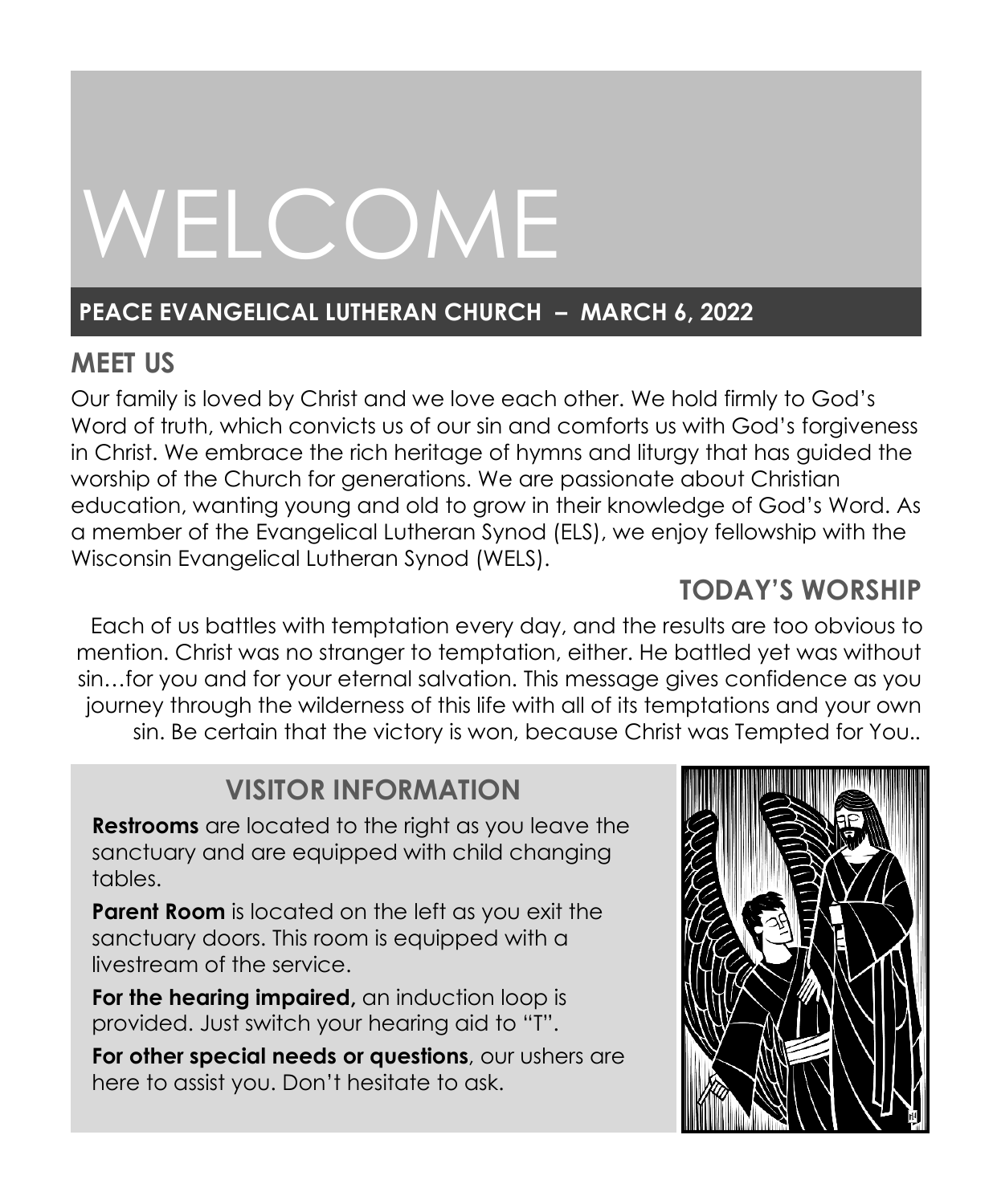# WELCOME

**PEACE EVANGELICAL LUTHERAN CHURCH – MARCH 6, 2022**

## MEET US

Our family is loved by Christ and we love each other. We hold firmly to God's Word of truth, which convicts us of our sin and comforts us with God's forgiveness in Christ. We embrace the rich heritage of hymns and liturgy that has guided the worship of the Church for generations. We are passionate about Christian education, wanting young and old to grow in their knowledge of God's Word. As a member of the Evangelical Lutheran Synod (ELS), we enjoy fellowship with the Wisconsin Evangelical Lutheran Synod (WELS).

## TODAY'S WORSHIP

Each of us battles with temptation every day, and the results are too obvious to mention. Christ was no stranger to temptation, either. He battled yet was without sin…for you and for your eternal salvation. This message gives confidence as you journey through the wilderness of this life with all of its temptations and your own sin. Be certain that the victory is won, because Christ was Tempted for You..

## VISITOR INFORMATION

**Restrooms** are located to the right as you leave the sanctuary and are equipped with child changing tables.

**Parent Room** is located on the left as you exit the sanctuary doors. This room is equipped with a livestream of the service.

**For the hearing impaired,** an induction loop is provided. Just switch your hearing aid to "T".

**For other special needs or questions**, our ushers are here to assist you. Don't hesitate to ask.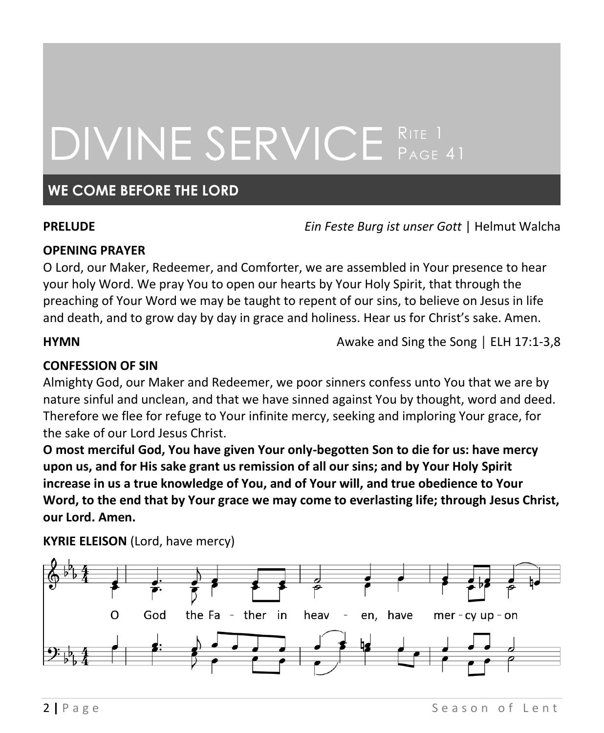# DIVINE SERVICE RITE 1 PAGE 41

## WE COME BEFORE THE LORD

**PRELUDE** *Ein Feste Burg ist unser Gott* | Helmut Walcha

**OPENING PRAYER**

O Lord, our Maker, Redeemer, and Comforter, we are assembled in Your presence to hear your holy Word. We pray You to open our hearts by Your Holy Spirit, that through the preaching of Your Word we may be taught to repent of our sins, to believe on Jesus in life and death, and to grow day by day in grace and holiness. Hear us for Christ's sake. Amen.

**HYMN** Awake and Sing the Song | ELH 17:1-3,8

**CONFESSION OF SIN**

Almighty God, our Maker and Redeemer, we poor sinners confess unto You that we are by nature sinful and unclean, and that we have sinned against You by thought, word and deed. Therefore we flee for refuge to Your infinite mercy, seeking and imploring Your grace, for the sake of our Lord Jesus Christ.

**O most merciful God, You have given Your only-begotten Son to die for us: have mercy upon us, and for His sake grant us remission of all our sins; and by Your Holy Spirit increase in us a true knowledge of You, and of Your will, and true obedience to Your Word, to the end that by Your grace we may come to everlasting life; through Jesus Christ, our Lord. Amen.**

**KYRIE ELEISON** (Lord, have mercy)

O God the Fa - ther in heav - en, have mer - cy up - on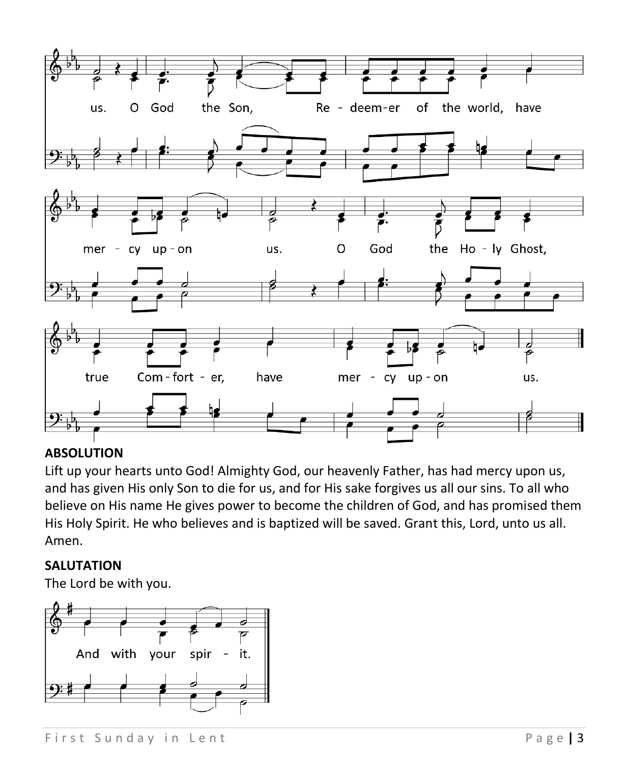us. O God the Son, Redeemer of the world, have mercy upon us. O God the Holy Ghost, true Comforter, have mercy upon us.

## ABSOLUTION

Lift up your hearts unto God! Almighty God, our heavenly Father, has had mercy upon us, and has given His only Son to die for us, and for His sake forgives us all our sins. To all who believe on His name He gives power to become the children of God, and has promised them His Holy Spirit. He who believes and is baptized will be saved. Grant this, Lord, unto us all. Amen.

## SALUTATION

The Lord be with you.

And with your spirit.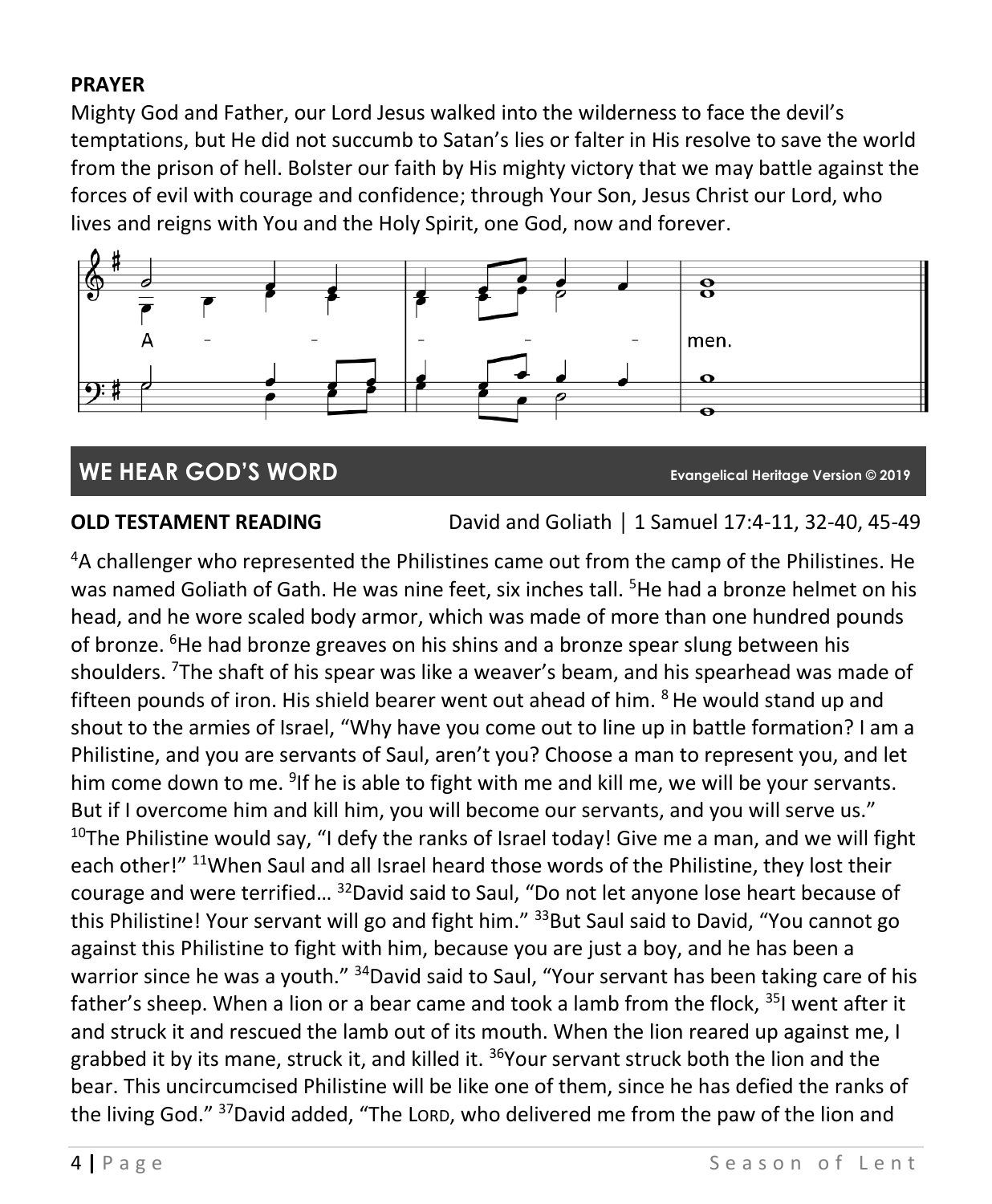**PRAYER**

Mighty God and Father, our Lord Jesus walked into the wilderness to face the devil's temptations, but He did not succumb to Satan's lies or falter in His resolve to save the world from the prison of hell. Bolster our faith by His mighty victory that we may battle against the forces of evil with courage and confidence; through Your Son, Jesus Christ our Lord, who lives and reigns with You and the Holy Spirit, one God, now and forever.

A - - - - - men.

## WE HEAR GOD'S WORD

Evangelical Heritage Version © 2019

**OLD TESTAMENT READING** David and Goliath | 1 Samuel 17:4-11, 32-40, 45-49

[4]A challenger who represented the Philistines came out from the camp of the Philistines. He was named Goliath of Gath. He was nine feet, six inches tall. [5]He had a bronze helmet on his head, and he wore scaled body armor, which was made of more than one hundred pounds of bronze. [6]He had bronze greaves on his shins and a bronze spear slung between his shoulders. [7]The shaft of his spear was like a weaver's beam, and his spearhead was made of fifteen pounds of iron. His shield bearer went out ahead of him. [8] He would stand up and shout to the armies of Israel, "Why have you come out to line up in battle formation? I am a Philistine, and you are servants of Saul, aren't you? Choose a man to represent you, and let him come down to me. [9]If he is able to fight with me and kill me, we will be your servants. But if I overcome him and kill him, you will become our servants, and you will serve us." [10]The Philistine would say, "I defy the ranks of Israel today! Give me a man, and we will fight each other!" [11]When Saul and all Israel heard those words of the Philistine, they lost their courage and were terrified… [32]David said to Saul, "Do not let anyone lose heart because of this Philistine! Your servant will go and fight him." [33]But Saul said to David, "You cannot go against this Philistine to fight with him, because you are just a boy, and he has been a warrior since he was a youth." [34]David said to Saul, "Your servant has been taking care of his father's sheep. When a lion or a bear came and took a lamb from the flock, [35]I went after it and struck it and rescued the lamb out of its mouth. When the lion reared up against me, I grabbed it by its mane, struck it, and killed it. [36]Your servant struck both the lion and the bear. This uncircumcised Philistine will be like one of them, since he has defied the ranks of the living God." [37]David added, "The LORD, who delivered me from the paw of the lion and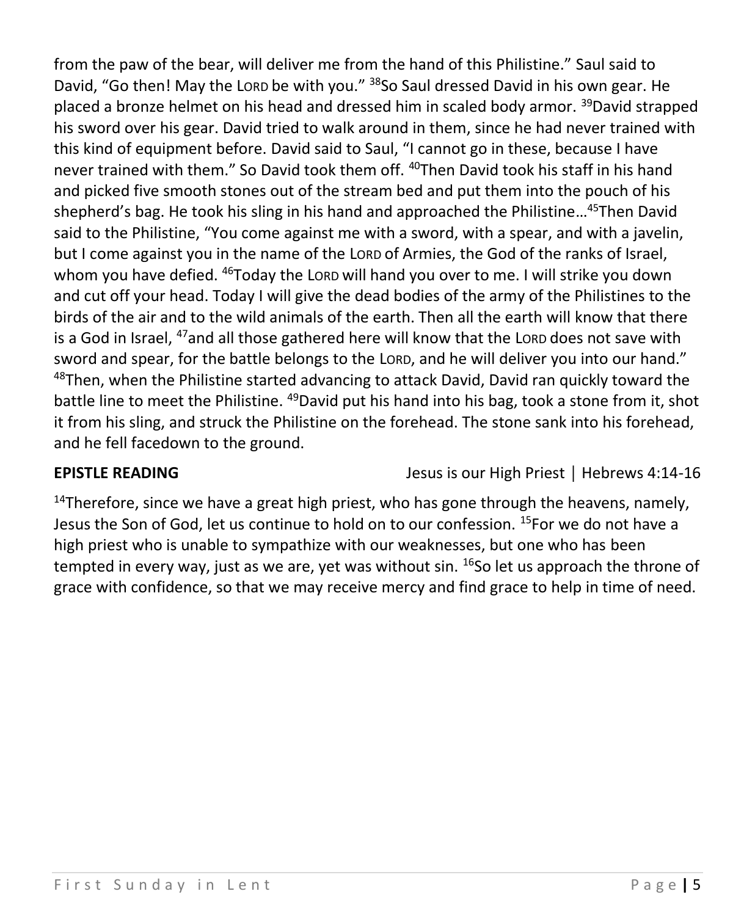from the paw of the bear, will deliver me from the hand of this Philistine." Saul said to David, "Go then! May the LORD be with you." [38]So Saul dressed David in his own gear. He placed a bronze helmet on his head and dressed him in scaled body armor. [39]David strapped his sword over his gear. David tried to walk around in them, since he had never trained with this kind of equipment before. David said to Saul, "I cannot go in these, because I have never trained with them." So David took them off. [40]Then David took his staff in his hand and picked five smooth stones out of the stream bed and put them into the pouch of his shepherd's bag. He took his sling in his hand and approached the Philistine…[45]Then David said to the Philistine, "You come against me with a sword, with a spear, and with a javelin, but I come against you in the name of the LORD of Armies, the God of the ranks of Israel, whom you have defied. [46]Today the LORD will hand you over to me. I will strike you down and cut off your head. Today I will give the dead bodies of the army of the Philistines to the birds of the air and to the wild animals of the earth. Then all the earth will know that there is a God in Israel, [47]and all those gathered here will know that the LORD does not save with sword and spear, for the battle belongs to the LORD, and he will deliver you into our hand." [48]Then, when the Philistine started advancing to attack David, David ran quickly toward the battle line to meet the Philistine. [49]David put his hand into his bag, took a stone from it, shot it from his sling, and struck the Philistine on the forehead. The stone sank into his forehead, and he fell facedown to the ground.

**EPISTLE READING** Jesus is our High Priest | Hebrews 4:14-16

[14]Therefore, since we have a great high priest, who has gone through the heavens, namely, Jesus the Son of God, let us continue to hold on to our confession. [15]For we do not have a high priest who is unable to sympathize with our weaknesses, but one who has been tempted in every way, just as we are, yet was without sin. [16]So let us approach the throne of grace with confidence, so that we may receive mercy and find grace to help in time of need.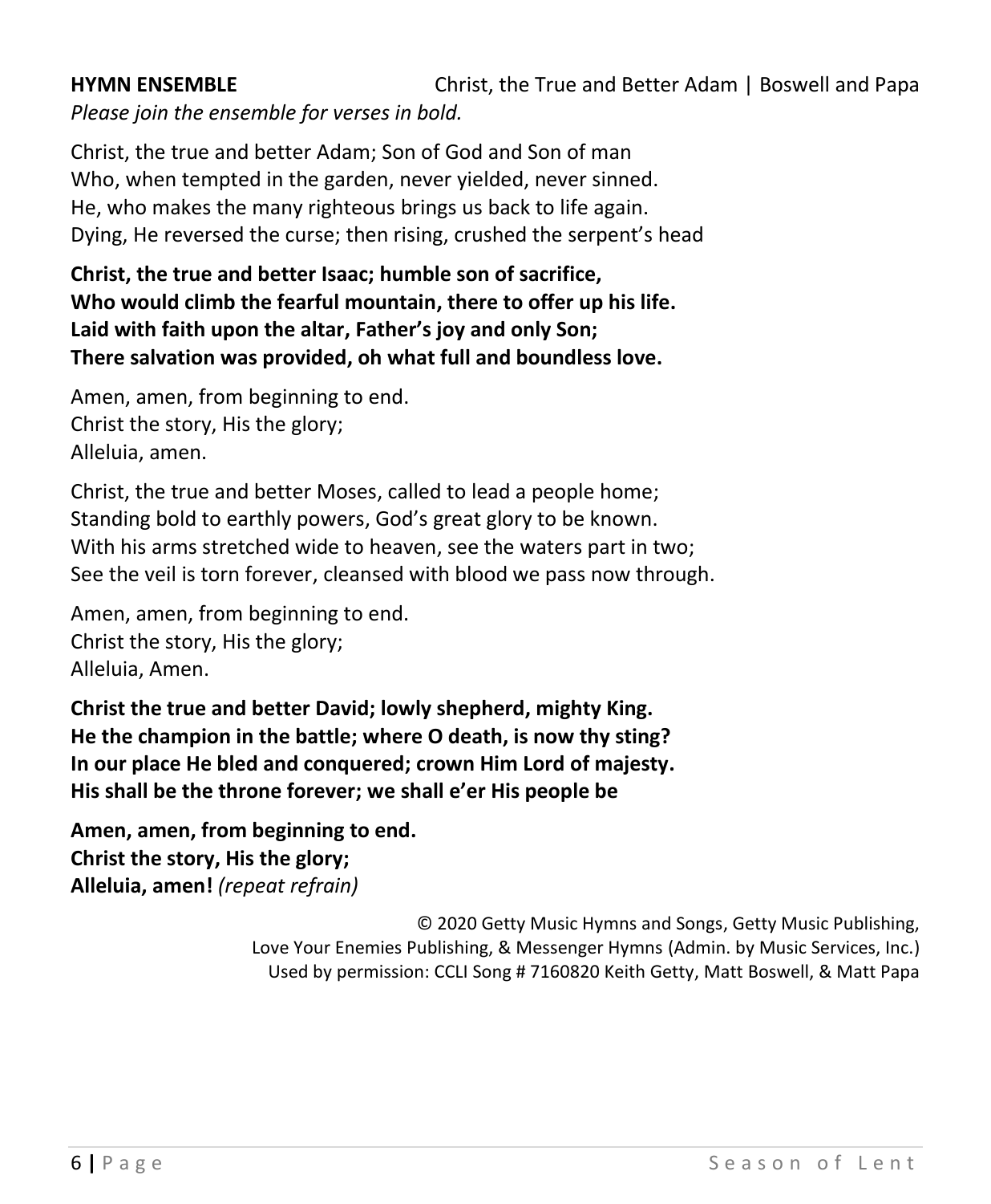**HYMN ENSEMBLE** Christ, the True and Better Adam | Boswell and Papa

*Please join the ensemble for verses in bold.*

Christ, the true and better Adam; Son of God and Son of man
Who, when tempted in the garden, never yielded, never sinned.
He, who makes the many righteous brings us back to life again.
Dying, He reversed the curse; then rising, crushed the serpent's head

**Christ, the true and better Isaac; humble son of sacrifice,**
**Who would climb the fearful mountain, there to offer up his life.**
**Laid with faith upon the altar, Father's joy and only Son;**
**There salvation was provided, oh what full and boundless love.**

Amen, amen, from beginning to end.
Christ the story, His the glory;
Alleluia, amen.

Christ, the true and better Moses, called to lead a people home;
Standing bold to earthly powers, God's great glory to be known.
With his arms stretched wide to heaven, see the waters part in two;
See the veil is torn forever, cleansed with blood we pass now through.

Amen, amen, from beginning to end.
Christ the story, His the glory;
Alleluia, Amen.

**Christ the true and better David; lowly shepherd, mighty King.**
**He the champion in the battle; where O death, is now thy sting?**
**In our place He bled and conquered; crown Him Lord of majesty.**
**His shall be the throne forever; we shall e'er His people be**

**Amen, amen, from beginning to end.**
**Christ the story, His the glory;**
**Alleluia, amen!** *(repeat refrain)*

© 2020 Getty Music Hymns and Songs, Getty Music Publishing,
Love Your Enemies Publishing, & Messenger Hymns (Admin. by Music Services, Inc.)
Used by permission: CCLI Song # 7160820 Keith Getty, Matt Boswell, & Matt Papa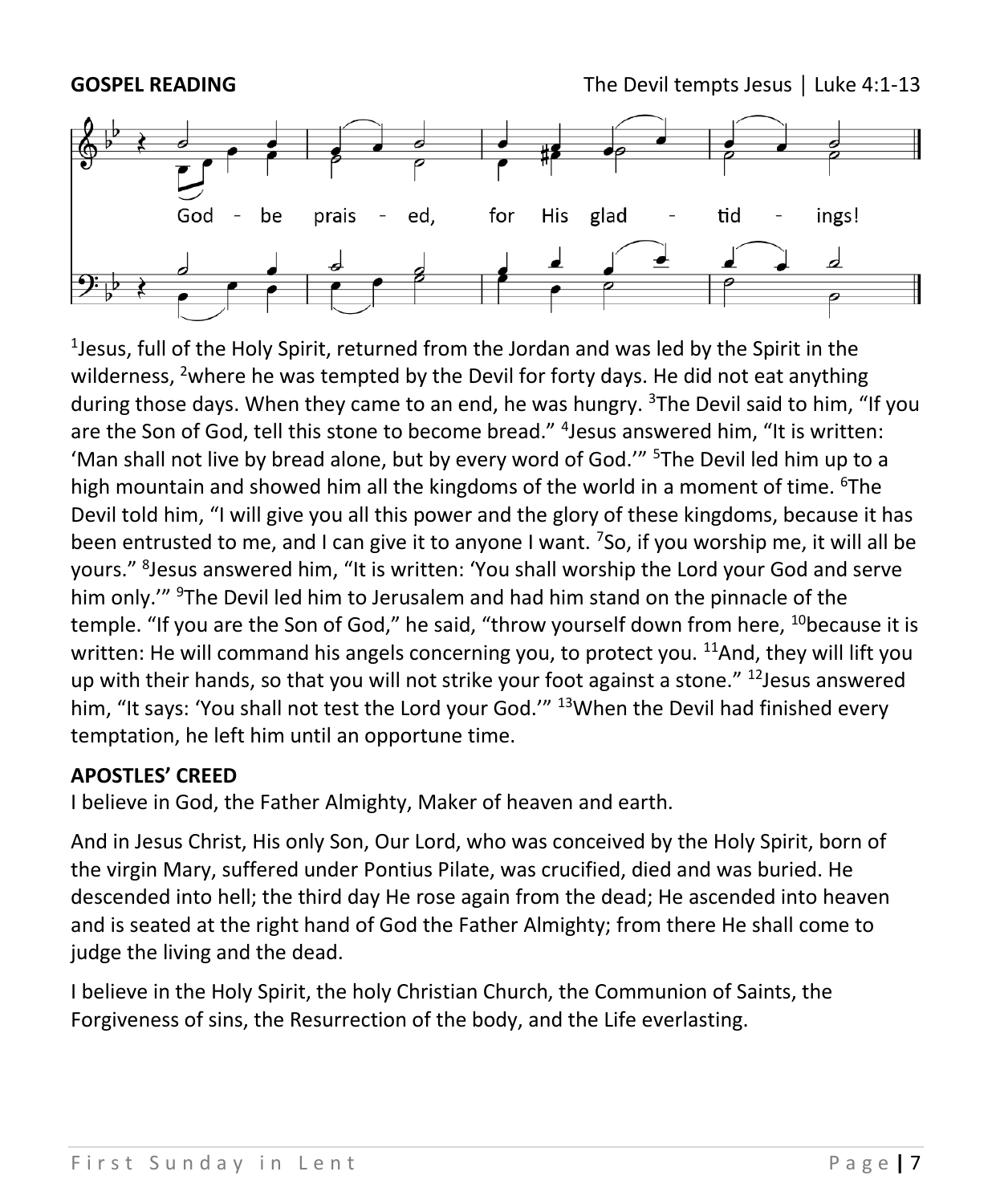**GOSPEL READING** The Devil tempts Jesus | Luke 4:1-13

God - be prais - ed, for His glad - tid - ings!

[1]Jesus, full of the Holy Spirit, returned from the Jordan and was led by the Spirit in the wilderness, [2]where he was tempted by the Devil for forty days. He did not eat anything during those days. When they came to an end, he was hungry. [3]The Devil said to him, "If you are the Son of God, tell this stone to become bread." [4]Jesus answered him, "It is written: 'Man shall not live by bread alone, but by every word of God.'" [5]The Devil led him up to a high mountain and showed him all the kingdoms of the world in a moment of time. [6]The Devil told him, "I will give you all this power and the glory of these kingdoms, because it has been entrusted to me, and I can give it to anyone I want. [7]So, if you worship me, it will all be yours." [8]Jesus answered him, "It is written: 'You shall worship the Lord your God and serve him only.'" [9]The Devil led him to Jerusalem and had him stand on the pinnacle of the temple. "If you are the Son of God," he said, "throw yourself down from here, [10]because it is written: He will command his angels concerning you, to protect you. [11]And, they will lift you up with their hands, so that you will not strike your foot against a stone." [12]Jesus answered him, "It says: 'You shall not test the Lord your God.'" [13]When the Devil had finished every temptation, he left him until an opportune time.

**APOSTLES' CREED**

I believe in God, the Father Almighty, Maker of heaven and earth.

And in Jesus Christ, His only Son, Our Lord, who was conceived by the Holy Spirit, born of the virgin Mary, suffered under Pontius Pilate, was crucified, died and was buried. He descended into hell; the third day He rose again from the dead; He ascended into heaven and is seated at the right hand of God the Father Almighty; from there He shall come to judge the living and the dead.

I believe in the Holy Spirit, the holy Christian Church, the Communion of Saints, the Forgiveness of sins, the Resurrection of the body, and the Life everlasting.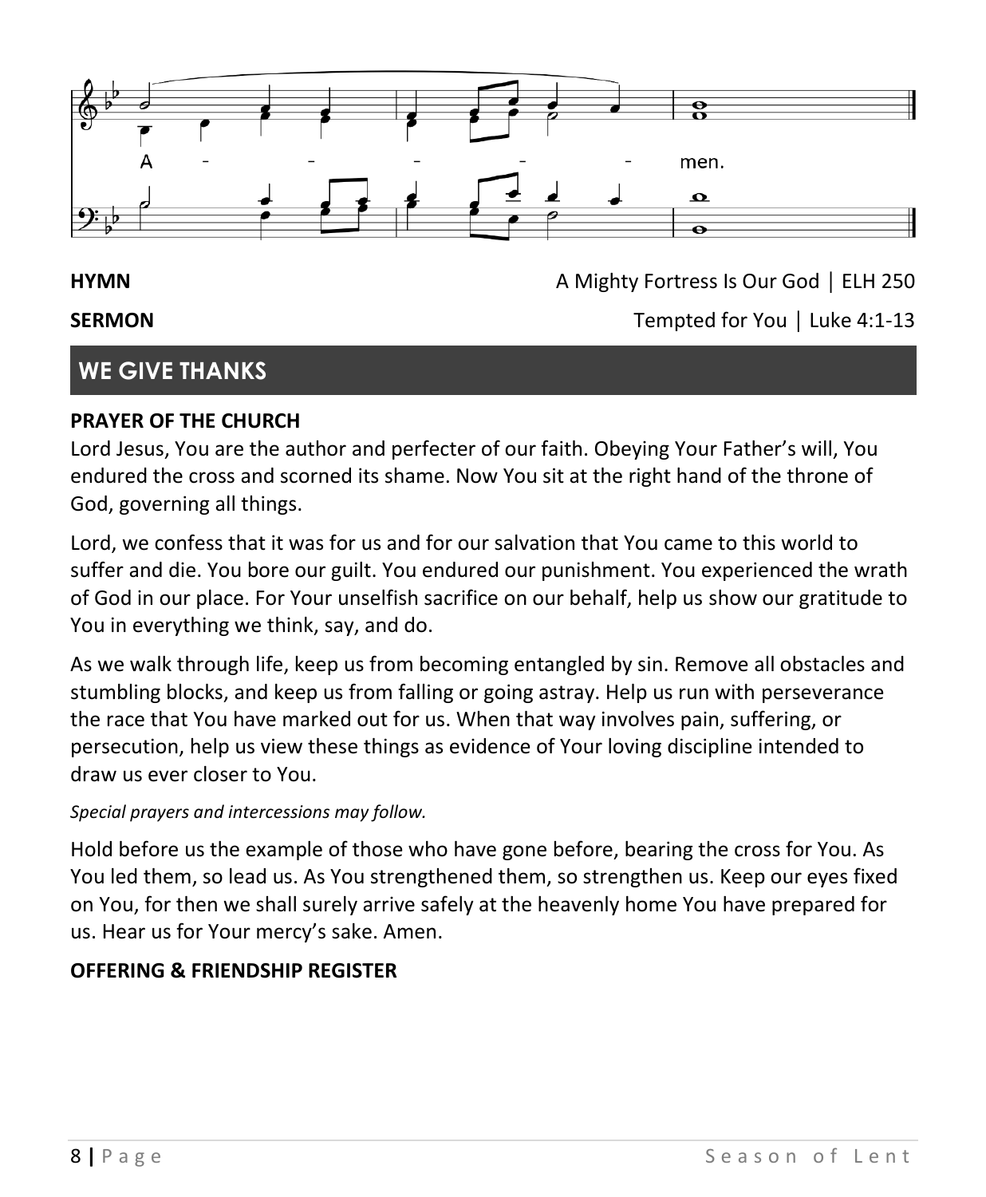A - - - - - men.

**HYMN** A Mighty Fortress Is Our God | ELH 250

**SERMON** Tempted for You | Luke 4:1-13

## WE GIVE THANKS

**PRAYER OF THE CHURCH**

Lord Jesus, You are the author and perfecter of our faith. Obeying Your Father's will, You endured the cross and scorned its shame. Now You sit at the right hand of the throne of God, governing all things.

Lord, we confess that it was for us and for our salvation that You came to this world to suffer and die. You bore our guilt. You endured our punishment. You experienced the wrath of God in our place. For Your unselfish sacrifice on our behalf, help us show our gratitude to You in everything we think, say, and do.

As we walk through life, keep us from becoming entangled by sin. Remove all obstacles and stumbling blocks, and keep us from falling or going astray. Help us run with perseverance the race that You have marked out for us. When that way involves pain, suffering, or persecution, help us view these things as evidence of Your loving discipline intended to draw us ever closer to You.

*Special prayers and intercessions may follow.*

Hold before us the example of those who have gone before, bearing the cross for You. As You led them, so lead us. As You strengthened them, so strengthen us. Keep our eyes fixed on You, for then we shall surely arrive safely at the heavenly home You have prepared for us. Hear us for Your mercy's sake. Amen.

**OFFERING & FRIENDSHIP REGISTER**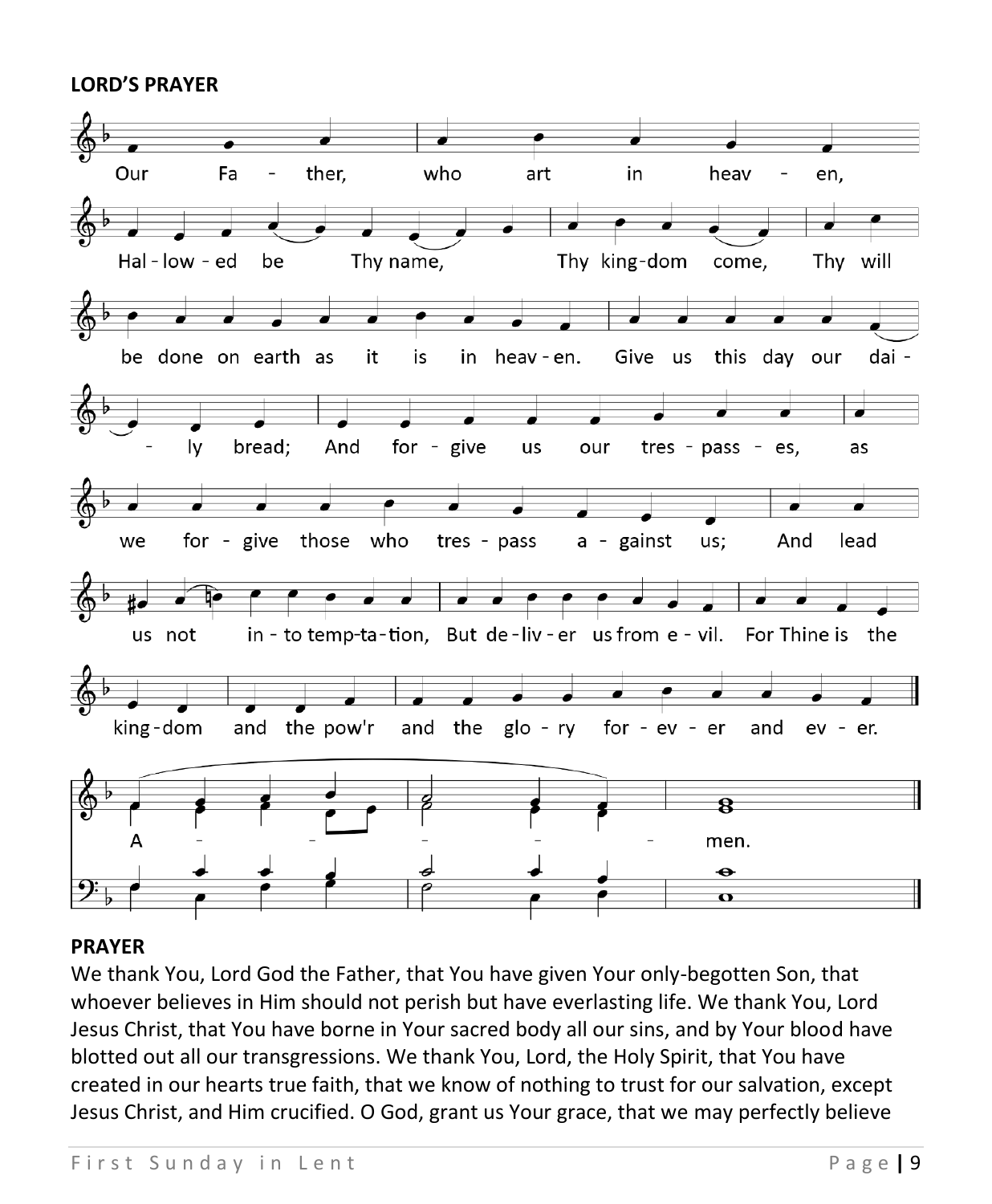**LORD'S PRAYER**

Our Father, who art in heaven, Hallowed be Thy name, Thy kingdom come, Thy will be done on earth as it is in heaven. Give us this day our daily bread; And forgive us our trespasses, as we forgive those who trespass against us; And lead us not into temptation, But deliver us from evil. For Thine is the kingdom and the pow'r and the glory forever and ever.

Amen.

**PRAYER**

We thank You, Lord God the Father, that You have given Your only-begotten Son, that whoever believes in Him should not perish but have everlasting life. We thank You, Lord Jesus Christ, that You have borne in Your sacred body all our sins, and by Your blood have blotted out all our transgressions. We thank You, Lord, the Holy Spirit, that You have created in our hearts true faith, that we know of nothing to trust for our salvation, except Jesus Christ, and Him crucified. O God, grant us Your grace, that we may perfectly believe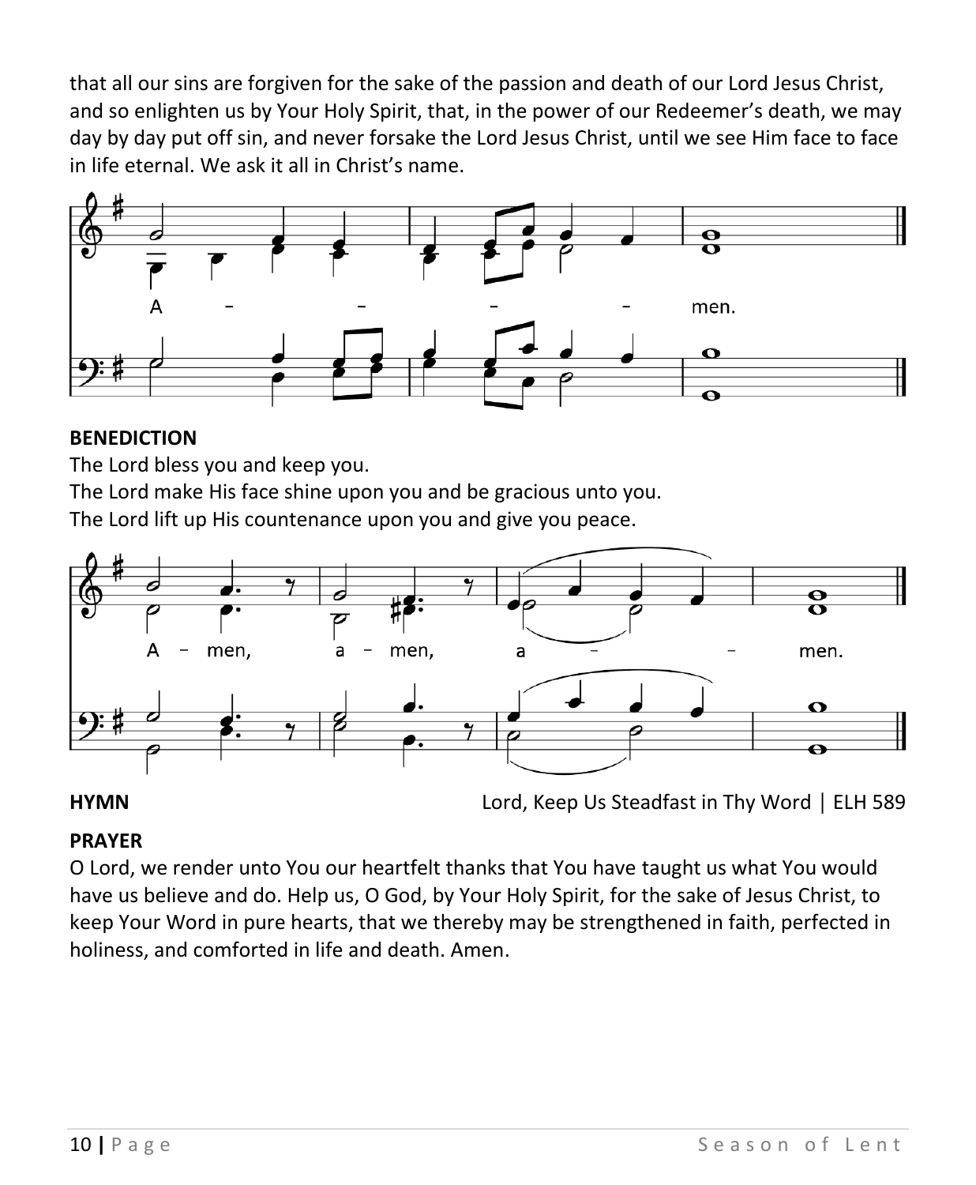that all our sins are forgiven for the sake of the passion and death of our Lord Jesus Christ, and so enlighten us by Your Holy Spirit, that, in the power of our Redeemer's death, we may day by day put off sin, and never forsake the Lord Jesus Christ, until we see Him face to face in life eternal. We ask it all in Christ's name.

A – – – – men.

**BENEDICTION**

The Lord bless you and keep you.
The Lord make His face shine upon you and be gracious unto you.
The Lord lift up His countenance upon you and give you peace.

A – men, a – men, a – – men.

**HYMN** Lord, Keep Us Steadfast in Thy Word | ELH 589

**PRAYER**

O Lord, we render unto You our heartfelt thanks that You have taught us what You would have us believe and do. Help us, O God, by Your Holy Spirit, for the sake of Jesus Christ, to keep Your Word in pure hearts, that we thereby may be strengthened in faith, perfected in holiness, and comforted in life and death. Amen.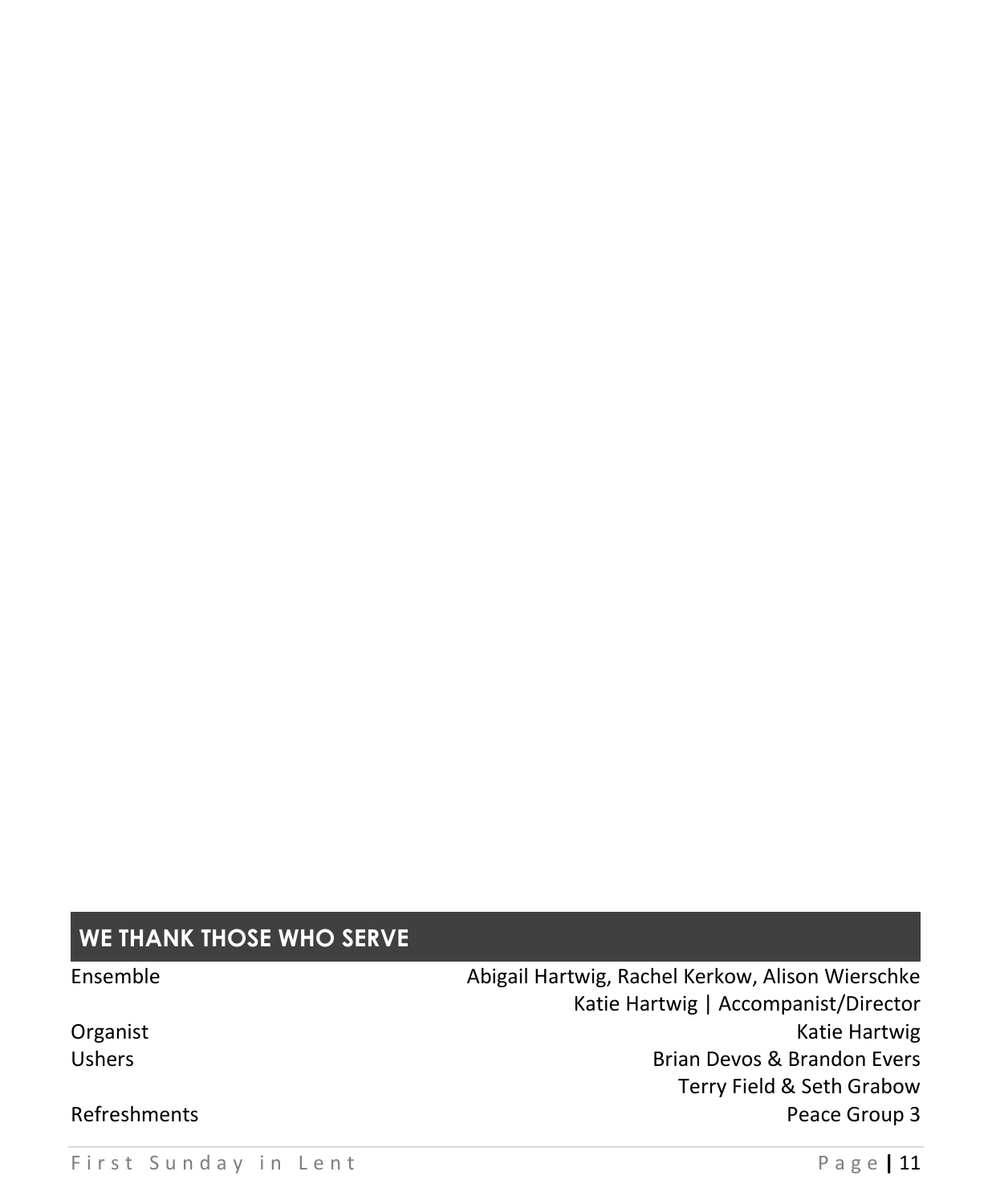## WE THANK THOSE WHO SERVE

| | |
|---|---|
| Ensemble | Abigail Hartwig, Rachel Kerkow, Alison Wierschke |
| | Katie Hartwig \| Accompanist/Director |
| Organist | Katie Hartwig |
| Ushers | Brian Devos & Brandon Evers |
| | Terry Field & Seth Grabow |
| Refreshments | Peace Group 3 |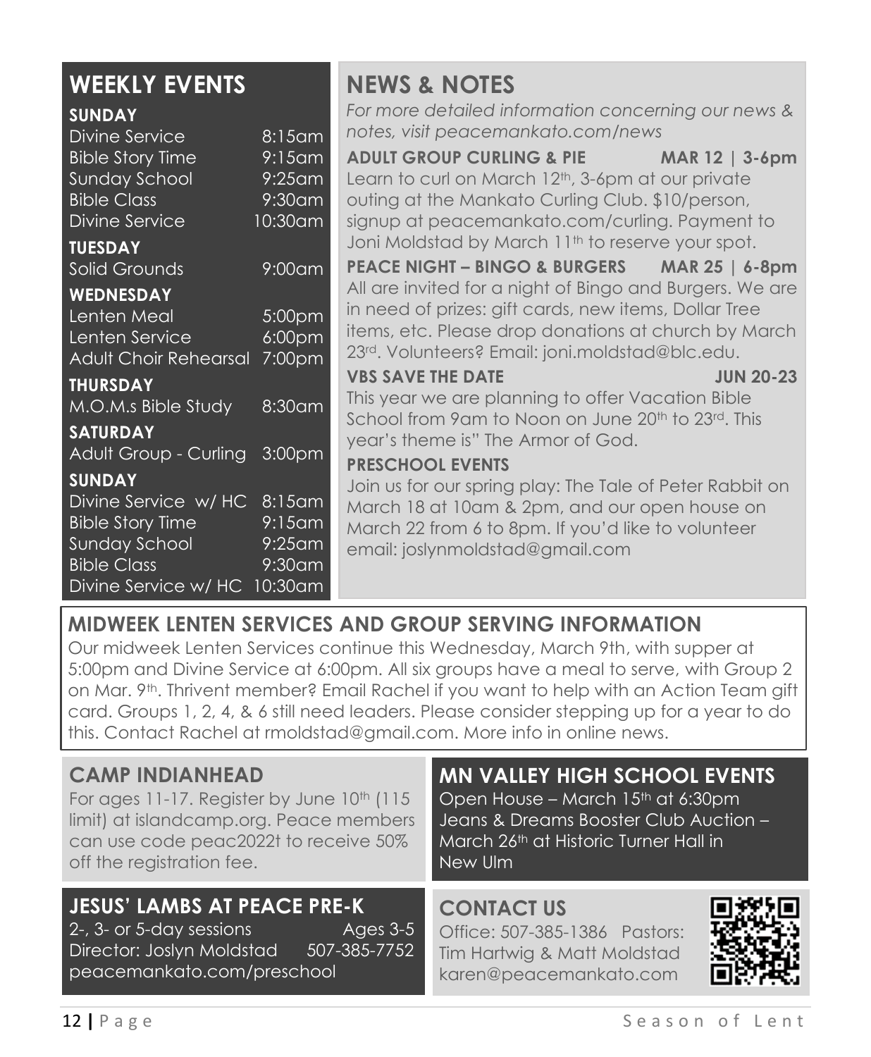## WEEKLY EVENTS

**SUNDAY**

| | |
|---|---|
| Divine Service | 8:15am |
| Bible Story Time | 9:15am |
| Sunday School | 9:25am |
| Bible Class | 9:30am |
| Divine Service | 10:30am |

**TUESDAY**

| | |
|---|---|
| Solid Grounds | 9:00am |

**WEDNESDAY**

| | |
|---|---|
| Lenten Meal | 5:00pm |
| Lenten Service | 6:00pm |
| Adult Choir Rehearsal | 7:00pm |

**THURSDAY**

| | |
|---|---|
| M.O.M.s Bible Study | 8:30am |

**SATURDAY**

| | |
|---|---|
| Adult Group - Curling | 3:00pm |

**SUNDAY**

| | |
|---|---|
| Divine Service w/ HC | 8:15am |
| Bible Story Time | 9:15am |
| Sunday School | 9:25am |
| Bible Class | 9:30am |
| Divine Service w/ HC | 10:30am |

## NEWS & NOTES

*For more detailed information concerning our news & notes, visit peacemankato.com/news*

**ADULT GROUP CURLING & PIE — MAR 12 | 3-6pm**

Learn to curl on March 12th, 3-6pm at our private outing at the Mankato Curling Club. $10/person, signup at peacemankato.com/curling. Payment to Joni Moldstad by March 11th to reserve your spot.

**PEACE NIGHT – BINGO & BURGERS — MAR 25 | 6-8pm**

All are invited for a night of Bingo and Burgers. We are in need of prizes: gift cards, new items, Dollar Tree items, etc. Please drop donations at church by March 23rd. Volunteers? Email: joni.moldstad@blc.edu.

**VBS SAVE THE DATE — JUN 20-23**

This year we are planning to offer Vacation Bible School from 9am to Noon on June 20th to 23rd. This year's theme is" The Armor of God.

**PRESCHOOL EVENTS**

Join us for our spring play: The Tale of Peter Rabbit on March 18 at 10am & 2pm, and our open house on March 22 from 6 to 8pm. If you'd like to volunteer email: joslynmoldstad@gmail.com

## MIDWEEK LENTEN SERVICES AND GROUP SERVING INFORMATION

Our midweek Lenten Services continue this Wednesday, March 9th, with supper at 5:00pm and Divine Service at 6:00pm. All six groups have a meal to serve, with Group 2 on Mar. 9th. Thrivent member? Email Rachel if you want to help with an Action Team gift card. Groups 1, 2, 4, & 6 still need leaders. Please consider stepping up for a year to do this. Contact Rachel at rmoldstad@gmail.com. More info in online news.

## CAMP INDIANHEAD

For ages 11-17. Register by June 10th (115 limit) at islandcamp.org. Peace members can use code peac2022t to receive 50% off the registration fee.

## MN VALLEY HIGH SCHOOL EVENTS

Open House – March 15th at 6:30pm
Jeans & Dreams Booster Club Auction – March 26th at Historic Turner Hall in New Ulm

## JESUS' LAMBS AT PEACE PRE-K

2-, 3- or 5-day sessions — Ages 3-5
Director: Joslyn Moldstad — 507-385-7752
peacemankato.com/preschool

## CONTACT US

Office: 507-385-1386 Pastors: Tim Hartwig & Matt Moldstad
karen@peacemankato.com